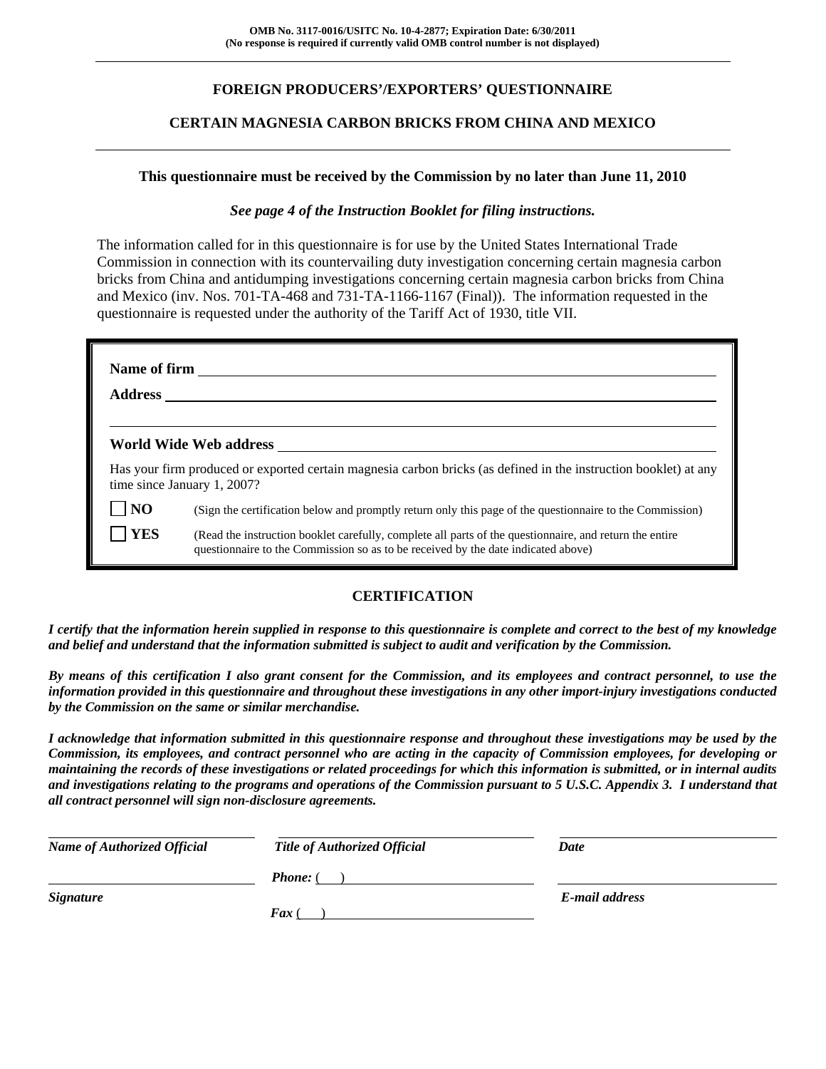**OMB No. 3117-0016/USITC No. 10-4-2877; Expiration Date: 6/30/2011**
**(No response is required if currently valid OMB control number is not displayed)**

---

## FOREIGN PRODUCERS'/EXPORTERS' QUESTIONNAIRE

## CERTAIN MAGNESIA CARBON BRICKS FROM CHINA AND MEXICO

---

**This questionnaire must be received by the Commission by no later than June 11, 2010**

***See page 4 of the Instruction Booklet for filing instructions.***

The information called for in this questionnaire is for use by the United States International Trade Commission in connection with its countervailing duty investigation concerning certain magnesia carbon bricks from China and antidumping investigations concerning certain magnesia carbon bricks from China and Mexico (inv. Nos. 701-TA-468 and 731-TA-1166-1167 (Final)). The information requested in the questionnaire is requested under the authority of the Tariff Act of 1930, title VII.

**Name of firm** ____________________

**Address** ____________________

____________________

**World Wide Web address** ____________________

Has your firm produced or exported certain magnesia carbon bricks (as defined in the instruction booklet) at any time since January 1, 2007?

☐ **NO** (Sign the certification below and promptly return only this page of the questionnaire to the Commission)

☐ **YES** (Read the instruction booklet carefully, complete all parts of the questionnaire, and return the entire questionnaire to the Commission so as to be received by the date indicated above)

### CERTIFICATION

***I certify that the information herein supplied in response to this questionnaire is complete and correct to the best of my knowledge and belief and understand that the information submitted is subject to audit and verification by the Commission.***

***By means of this certification I also grant consent for the Commission, and its employees and contract personnel, to use the information provided in this questionnaire and throughout these investigations in any other import-injury investigations conducted by the Commission on the same or similar merchandise.***

***I acknowledge that information submitted in this questionnaire response and throughout these investigations may be used by the Commission, its employees, and contract personnel who are acting in the capacity of Commission employees, for developing or maintaining the records of these investigations or related proceedings for which this information is submitted, or in internal audits and investigations relating to the programs and operations of the Commission pursuant to 5 U.S.C. Appendix 3. I understand that all contract personnel will sign non-disclosure agreements.***

| ____________________ | ____________________ | ____________________ |
|---|---|---|
| ***Name of Authorized Official*** | ***Title of Authorized Official*** | ***Date*** |
| ____________________ | ***Phone:*** ( ) ____________________ | ____________________ |
| ***Signature*** | ***Fax*** ( ) ____________________ | ***E-mail address*** |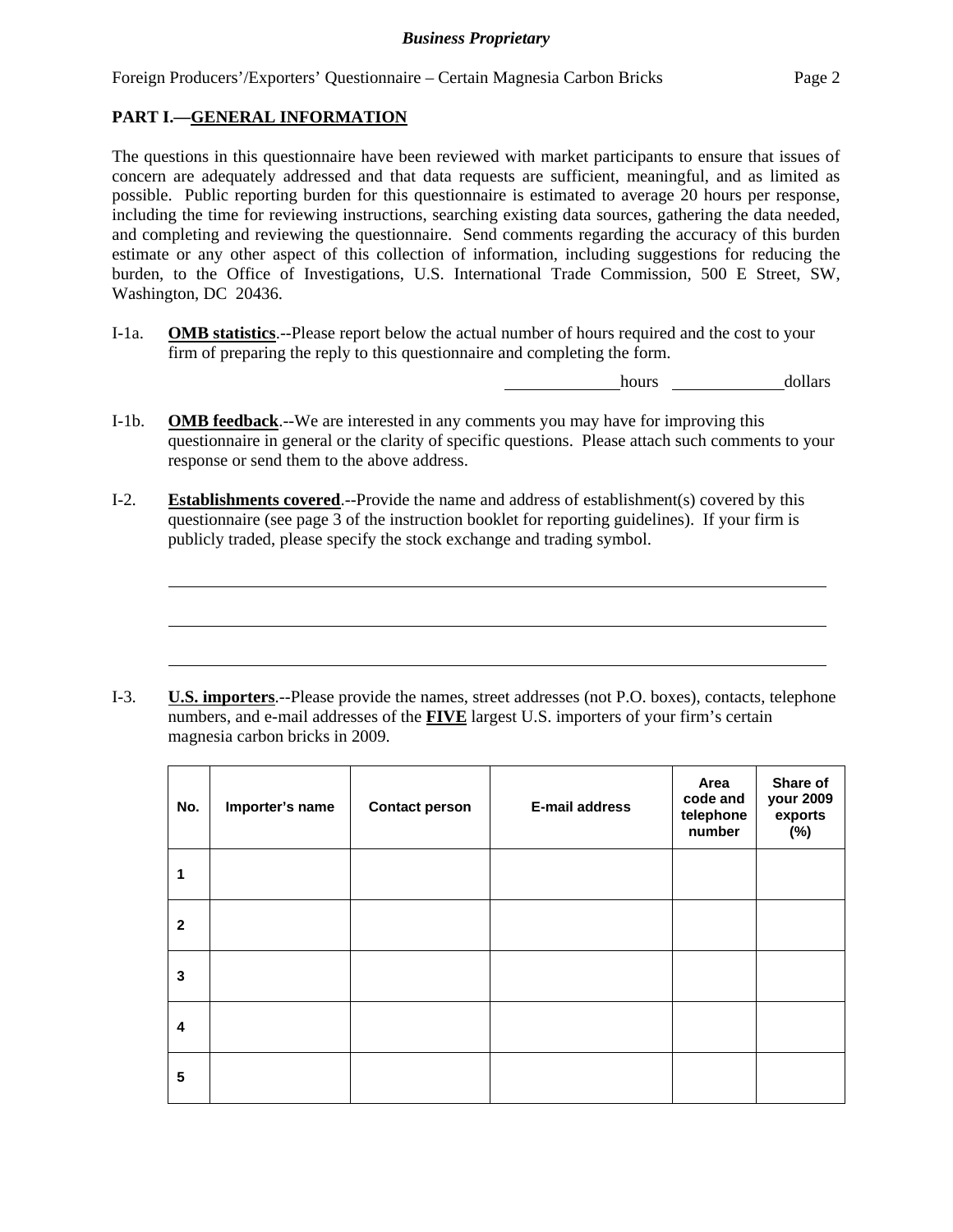## PART I.—GENERAL INFORMATION

The questions in this questionnaire have been reviewed with market participants to ensure that issues of concern are adequately addressed and that data requests are sufficient, meaningful, and as limited as possible. Public reporting burden for this questionnaire is estimated to average 20 hours per response, including the time for reviewing instructions, searching existing data sources, gathering the data needed, and completing and reviewing the questionnaire. Send comments regarding the accuracy of this burden estimate or any other aspect of this collection of information, including suggestions for reducing the burden, to the Office of Investigations, U.S. International Trade Commission, 500 E Street, SW, Washington, DC 20436.

I-1a. **OMB statistics**.--Please report below the actual number of hours required and the cost to your firm of preparing the reply to this questionnaire and completing the form.

_____________ hours _____________ dollars

I-1b. **OMB feedback**.--We are interested in any comments you may have for improving this questionnaire in general or the clarity of specific questions. Please attach such comments to your response or send them to the above address.

I-2. **Establishments covered**.--Provide the name and address of establishment(s) covered by this questionnaire (see page 3 of the instruction booklet for reporting guidelines). If your firm is publicly traded, please specify the stock exchange and trading symbol.

_____________________________________________

_____________________________________________

_____________________________________________

I-3. **U.S. importers**.--Please provide the names, street addresses (not P.O. boxes), contacts, telephone numbers, and e-mail addresses of the **FIVE** largest U.S. importers of your firm's certain magnesia carbon bricks in 2009.

| No. | Importer's name | Contact person | E-mail address | Area code and telephone number | Share of your 2009 exports (%) |
|---|---|---|---|---|---|
| 1 | | | | | |
| 2 | | | | | |
| 3 | | | | | |
| 4 | | | | | |
| 5 | | | | | |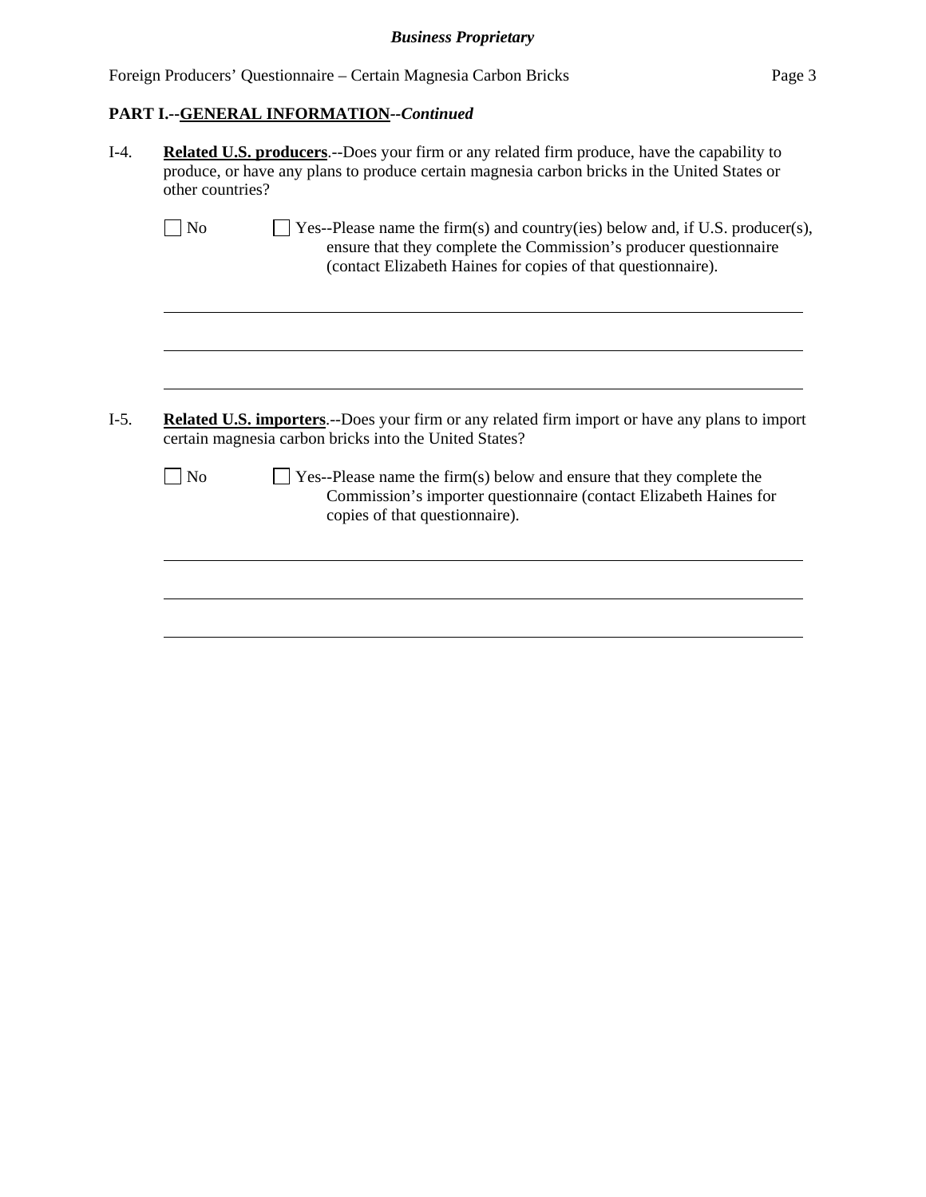**PART I.--GENERAL INFORMATION--*Continued***

I-4. **Related U.S. producers**.--Does your firm or any related firm produce, have the capability to produce, or have any plans to produce certain magnesia carbon bricks in the United States or other countries?

☐ No ☐ Yes--Please name the firm(s) and country(ies) below and, if U.S. producer(s), ensure that they complete the Commission's producer questionnaire (contact Elizabeth Haines for copies of that questionnaire).

______________________________________________________________________

______________________________________________________________________

______________________________________________________________________

I-5. **Related U.S. importers**.--Does your firm or any related firm import or have any plans to import certain magnesia carbon bricks into the United States?

☐ No ☐ Yes--Please name the firm(s) below and ensure that they complete the Commission's importer questionnaire (contact Elizabeth Haines for copies of that questionnaire).

______________________________________________________________________

______________________________________________________________________

______________________________________________________________________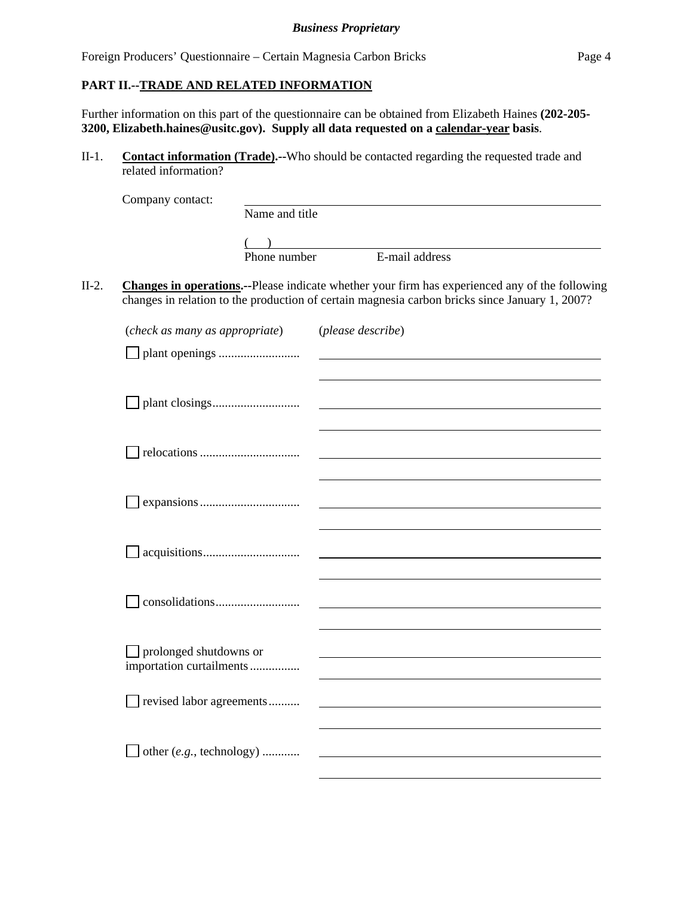**PART II.--TRADE AND RELATED INFORMATION**

Further information on this part of the questionnaire can be obtained from Elizabeth Haines **(202-205-3200, Elizabeth.haines@usitc.gov). Supply all data requested on a calendar-year basis**.

II-1. **Contact information (Trade).--**Who should be contacted regarding the requested trade and related information?

Company contact: ______________________________
Name and title

(     ) ______________________________
Phone number          E-mail address

II-2. **Changes in operations.--**Please indicate whether your firm has experienced any of the following changes in relation to the production of certain magnesia carbon bricks since January 1, 2007?

| (*check as many as appropriate*) | (*please describe*) |
|---|---|
| ☐ plant openings .......................... | |
| ☐ plant closings............................ | |
| ☐ relocations ................................ | |
| ☐ expansions................................ | |
| ☐ acquisitions............................... | |
| ☐ consolidations........................... | |
| ☐ prolonged shutdowns or importation curtailments................ | |
| ☐ revised labor agreements.......... | |
| ☐ other (*e.g.*, technology) ............ | |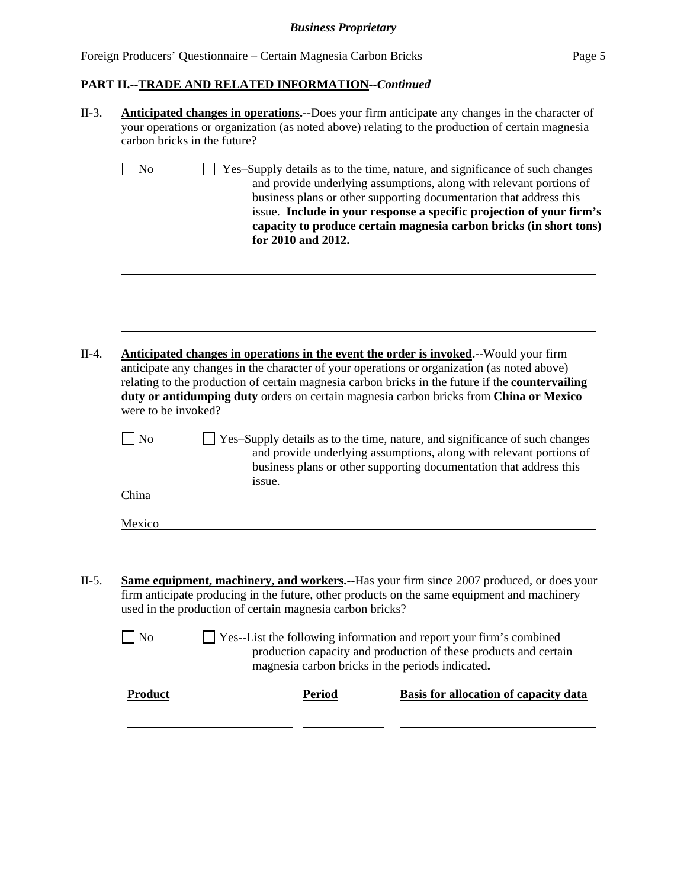**PART II.--TRADE AND RELATED INFORMATION--*Continued***

II-3. **Anticipated changes in operations.--**Does your firm anticipate any changes in the character of your operations or organization (as noted above) relating to the production of certain magnesia carbon bricks in the future?

☐ No ☐ Yes–Supply details as to the time, nature, and significance of such changes and provide underlying assumptions, along with relevant portions of business plans or other supporting documentation that address this issue. **Include in your response a specific projection of your firm's capacity to produce certain magnesia carbon bricks (in short tons) for 2010 and 2012.**

\_\_\_\_\_\_\_\_\_\_\_\_\_\_\_\_\_\_\_\_\_\_\_\_\_\_\_\_\_\_\_\_\_\_\_\_\_\_\_\_\_\_\_\_\_\_\_\_\_\_\_\_\_\_\_\_\_\_\_\_\_\_\_\_\_\_\_\_\_\_

\_\_\_\_\_\_\_\_\_\_\_\_\_\_\_\_\_\_\_\_\_\_\_\_\_\_\_\_\_\_\_\_\_\_\_\_\_\_\_\_\_\_\_\_\_\_\_\_\_\_\_\_\_\_\_\_\_\_\_\_\_\_\_\_\_\_\_\_\_\_

\_\_\_\_\_\_\_\_\_\_\_\_\_\_\_\_\_\_\_\_\_\_\_\_\_\_\_\_\_\_\_\_\_\_\_\_\_\_\_\_\_\_\_\_\_\_\_\_\_\_\_\_\_\_\_\_\_\_\_\_\_\_\_\_\_\_\_\_\_\_

II-4. **Anticipated changes in operations in the event the order is invoked.--**Would your firm anticipate any changes in the character of your operations or organization (as noted above) relating to the production of certain magnesia carbon bricks in the future if the **countervailing duty or antidumping duty** orders on certain magnesia carbon bricks from **China or Mexico** were to be invoked?

☐ No ☐ Yes–Supply details as to the time, nature, and significance of such changes and provide underlying assumptions, along with relevant portions of business plans or other supporting documentation that address this issue.

China \_\_\_\_\_\_\_\_\_\_\_\_\_\_\_\_\_\_\_\_\_\_\_\_\_\_\_\_\_\_\_\_\_\_\_\_\_\_\_\_\_\_\_\_\_\_\_\_\_\_\_\_\_\_\_\_\_\_\_\_\_\_\_\_

Mexico \_\_\_\_\_\_\_\_\_\_\_\_\_\_\_\_\_\_\_\_\_\_\_\_\_\_\_\_\_\_\_\_\_\_\_\_\_\_\_\_\_\_\_\_\_\_\_\_\_\_\_\_\_\_\_\_\_\_\_\_\_\_\_

\_\_\_\_\_\_\_\_\_\_\_\_\_\_\_\_\_\_\_\_\_\_\_\_\_\_\_\_\_\_\_\_\_\_\_\_\_\_\_\_\_\_\_\_\_\_\_\_\_\_\_\_\_\_\_\_\_\_\_\_\_\_\_\_\_\_\_\_\_\_

II-5. **Same equipment, machinery, and workers.--**Has your firm since 2007 produced, or does your firm anticipate producing in the future, other products on the same equipment and machinery used in the production of certain magnesia carbon bricks?

☐ No ☐ Yes--List the following information and report your firm's combined production capacity and production of these products and certain magnesia carbon bricks in the periods indicated**.**

| Product | Period | Basis for allocation of capacity data |
|---|---|---|
| | | |
| | | |
| | | |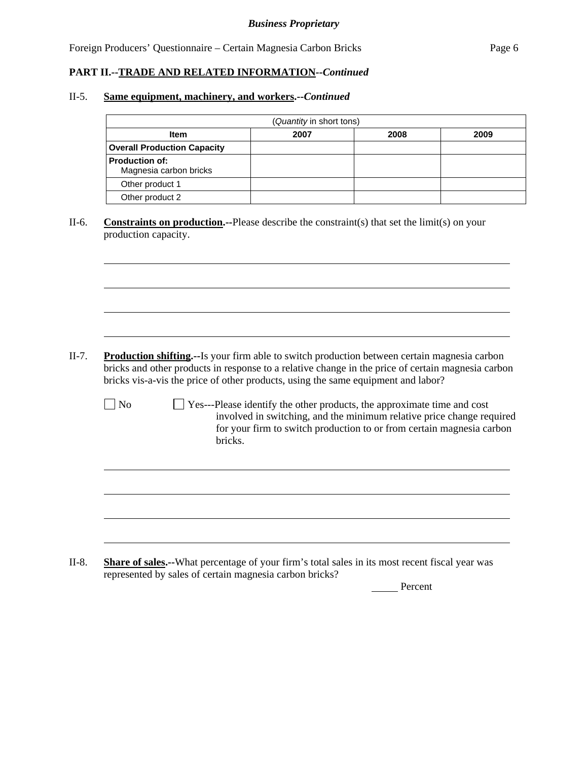**PART II.--TRADE AND RELATED INFORMATION--*Continued***

II-5. **Same equipment, machinery, and workers.--*Continued***

| (*Quantity* in short tons) | | | |
|---|---|---|---|
| **Item** | **2007** | **2008** | **2009** |
| **Overall Production Capacity** | | | |
| **Production of:** Magnesia carbon bricks | | | |
| Other product 1 | | | |
| Other product 2 | | | |

II-6. **Constraints on production.--**Please describe the constraint(s) that set the limit(s) on your production capacity.

II-7. **Production shifting.--**Is your firm able to switch production between certain magnesia carbon bricks and other products in response to a relative change in the price of certain magnesia carbon bricks vis-a-vis the price of other products, using the same equipment and labor?

☐ No ☐ Yes---Please identify the other products, the approximate time and cost involved in switching, and the minimum relative price change required for your firm to switch production to or from certain magnesia carbon bricks.

II-8. **Share of sales.--**What percentage of your firm's total sales in its most recent fiscal year was represented by sales of certain magnesia carbon bricks?

_____ Percent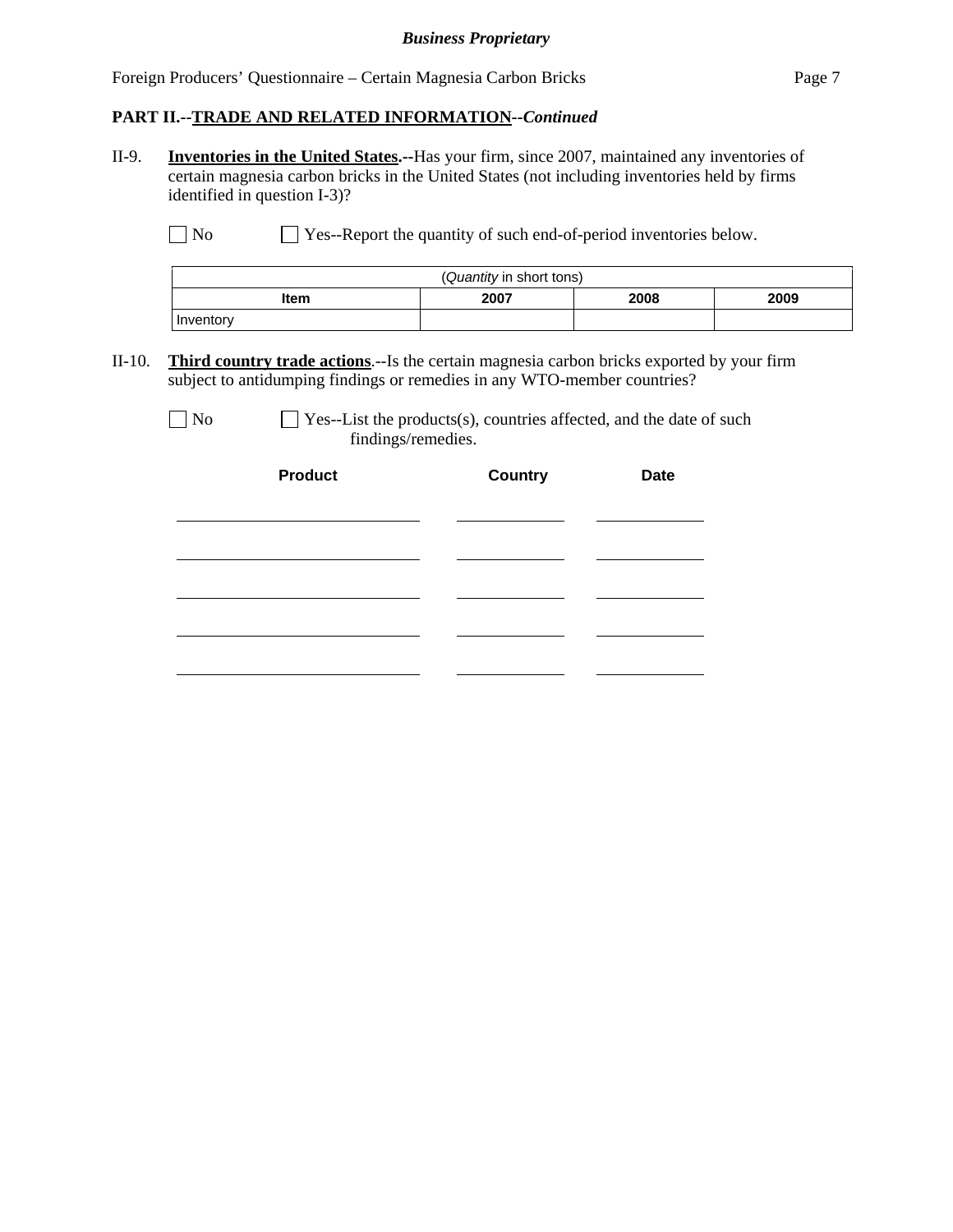**PART II.--TRADE AND RELATED INFORMATION--*Continued***

II-9. **Inventories in the United States.**--Has your firm, since 2007, maintained any inventories of certain magnesia carbon bricks in the United States (not including inventories held by firms identified in question I-3)?

☐ No ☐ Yes--Report the quantity of such end-of-period inventories below.

| (*Quantity* in short tons) | | | |
|---|---|---|---|
| **Item** | **2007** | **2008** | **2009** |
| Inventory | | | |

II-10. **Third country trade actions**.--Is the certain magnesia carbon bricks exported by your firm subject to antidumping findings or remedies in any WTO-member countries?

☐ No ☐ Yes--List the products(s), countries affected, and the date of such findings/remedies.

| **Product** | **Country** | **Date** |
|---|---|---|
| | | |
| | | |
| | | |
| | | |
| | | |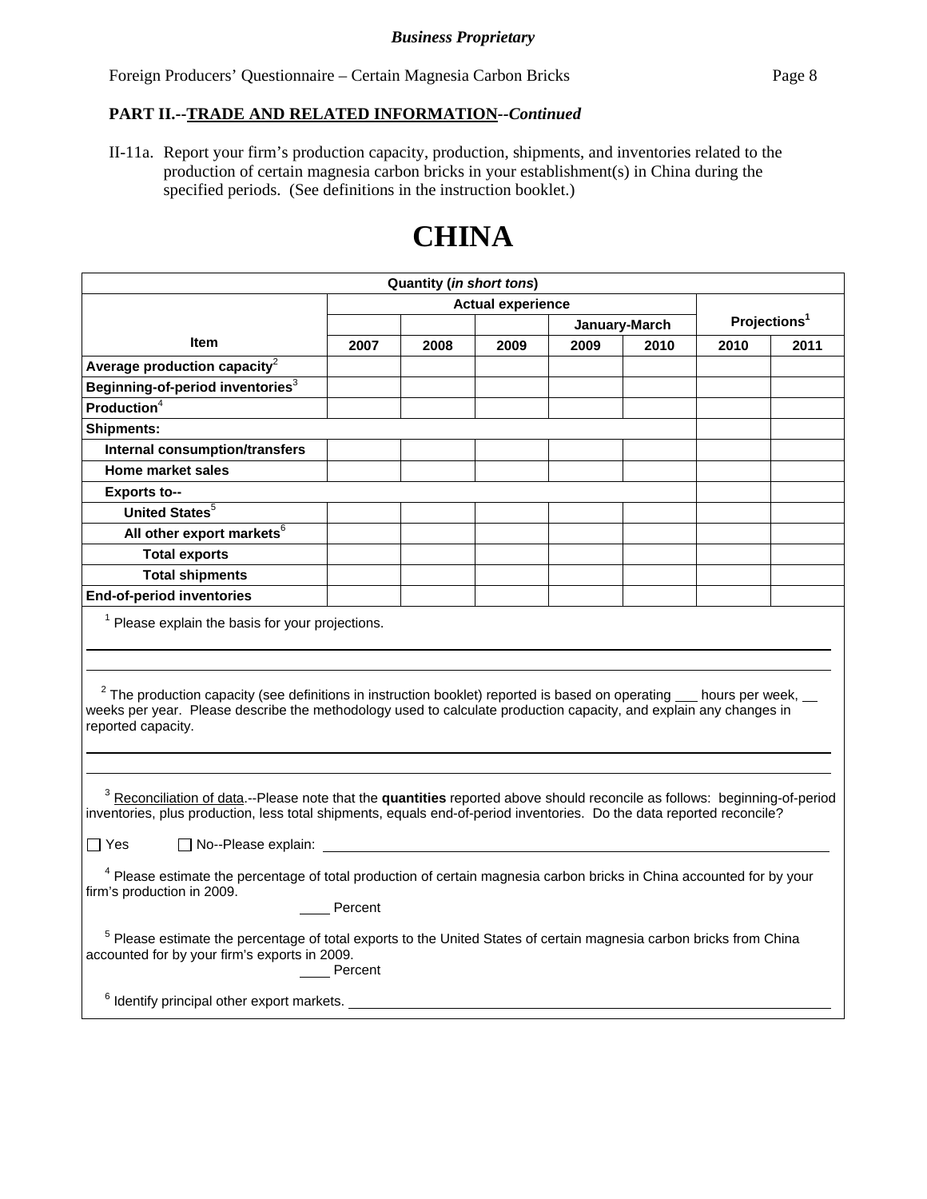*Business Proprietary*

Foreign Producers' Questionnaire – Certain Magnesia Carbon Bricks

**PART II.--TRADE AND RELATED INFORMATION--*Continued***

II-11a. Report your firm's production capacity, production, shipments, and inventories related to the production of certain magnesia carbon bricks in your establishment(s) in China during the specified periods. (See definitions in the instruction booklet.)

# CHINA

| Quantity (*in short tons*) | | | | | | | |
|---|---|---|---|---|---|---|---|
| | Actual experience | | | | | Projections[1] | |
| | | | | January-March | | | |
| **Item** | **2007** | **2008** | **2009** | **2009** | **2010** | **2010** | **2011** |
| **Average production capacity**[2] | | | | | | | |
| **Beginning-of-period inventories**[3] | | | | | | | |
| **Production**[4] | | | | | | | |
| **Shipments:** | | | | | | | |
| **Internal consumption/transfers** | | | | | | | |
| **Home market sales** | | | | | | | |
| **Exports to--** | | | | | | | |
| **United States**[5] | | | | | | | |
| **All other export markets**[6] | | | | | | | |
| **Total exports** | | | | | | | |
| **Total shipments** | | | | | | | |
| **End-of-period inventories** | | | | | | | |

[1] Please explain the basis for your projections.

___

[2] The production capacity (see definitions in instruction booklet) reported is based on operating ___ hours per week, __ weeks per year. Please describe the methodology used to calculate production capacity, and explain any changes in reported capacity.

___

[3] Reconciliation of data.--Please note that the **quantities** reported above should reconcile as follows: beginning-of-period inventories, plus production, less total shipments, equals end-of-period inventories. Do the data reported reconcile?

☐ Yes ☐ No--Please explain: ___

[4] Please estimate the percentage of total production of certain magnesia carbon bricks in China accounted for by your firm's production in 2009.

____ Percent

[5] Please estimate the percentage of total exports to the United States of certain magnesia carbon bricks from China accounted for by your firm's exports in 2009.

____ Percent

[6] Identify principal other export markets. ___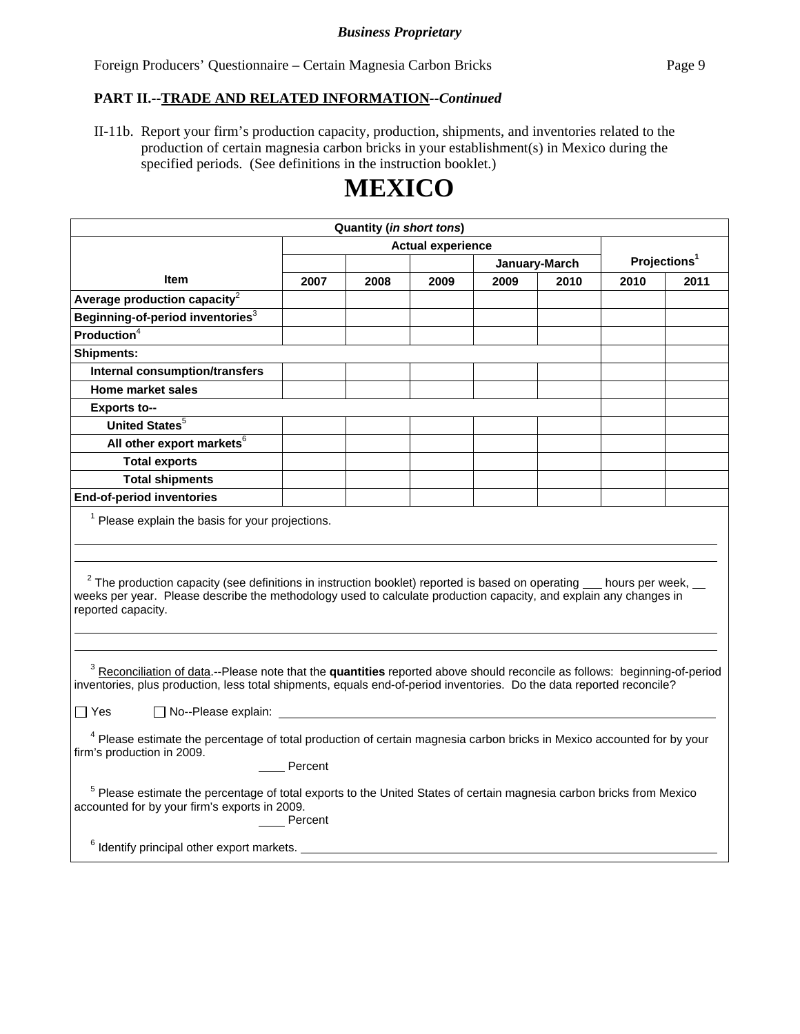*Business Proprietary*

Foreign Producers' Questionnaire – Certain Magnesia Carbon Bricks

**PART II.--TRADE AND RELATED INFORMATION--*Continued***

II-11b. Report your firm's production capacity, production, shipments, and inventories related to the production of certain magnesia carbon bricks in your establishment(s) in Mexico during the specified periods. (See definitions in the instruction booklet.)

# MEXICO

| Quantity (*in short tons*) | | | | | | | |
|---|---|---|---|---|---|---|---|
| | Actual experience | | | | | Projections[1] | |
| | | | | January-March | | | |
| **Item** | **2007** | **2008** | **2009** | **2009** | **2010** | **2010** | **2011** |
| **Average production capacity**[2] | | | | | | | |
| **Beginning-of-period inventories**[3] | | | | | | | |
| **Production**[4] | | | | | | | |
| **Shipments:** | | | | | | | |
| **Internal consumption/transfers** | | | | | | | |
| **Home market sales** | | | | | | | |
| **Exports to--** | | | | | | | |
| **United States**[5] | | | | | | | |
| **All other export markets**[6] | | | | | | | |
| **Total exports** | | | | | | | |
| **Total shipments** | | | | | | | |
| **End-of-period inventories** | | | | | | | |

[1] Please explain the basis for your projections.

______________________________________________________________________

______________________________________________________________________

[2] The production capacity (see definitions in instruction booklet) reported is based on operating ___ hours per week, __ weeks per year. Please describe the methodology used to calculate production capacity, and explain any changes in reported capacity.

______________________________________________________________________

______________________________________________________________________

[3] Reconciliation of data.--Please note that the **quantities** reported above should reconcile as follows: beginning-of-period inventories, plus production, less total shipments, equals end-of-period inventories. Do the data reported reconcile?

☐ Yes ☐ No--Please explain: ______________________________

[4] Please estimate the percentage of total production of certain magnesia carbon bricks in Mexico accounted for by your firm's production in 2009.

____ Percent

[5] Please estimate the percentage of total exports to the United States of certain magnesia carbon bricks from Mexico accounted for by your firm's exports in 2009.

____ Percent

[6] Identify principal other export markets. ______________________________